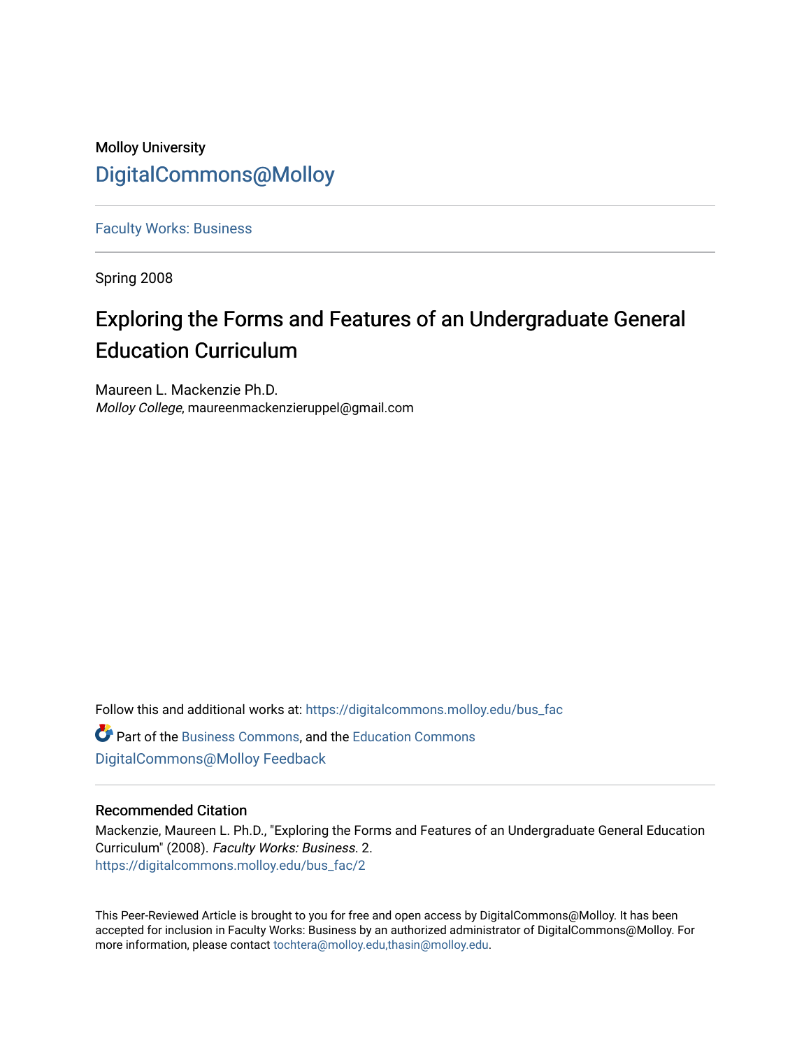Molloy University

# DigitalCommons@Molloy

Faculty Works: Business

Spring 2008

## Exploring the Forms and Features of an Undergraduate General Education Curriculum

Maureen L. Mackenzie Ph.D.
*Molloy College*, maureenmackenzieruppel@gmail.com

Follow this and additional works at: https://digitalcommons.molloy.edu/bus_fac

Part of the Business Commons, and the Education Commons
DigitalCommons@Molloy Feedback

### Recommended Citation

Mackenzie, Maureen L. Ph.D., "Exploring the Forms and Features of an Undergraduate General Education Curriculum" (2008). *Faculty Works: Business*. 2.
https://digitalcommons.molloy.edu/bus_fac/2

This Peer-Reviewed Article is brought to you for free and open access by DigitalCommons@Molloy. It has been accepted for inclusion in Faculty Works: Business by an authorized administrator of DigitalCommons@Molloy. For more information, please contact tochtera@molloy.edu,thasin@molloy.edu.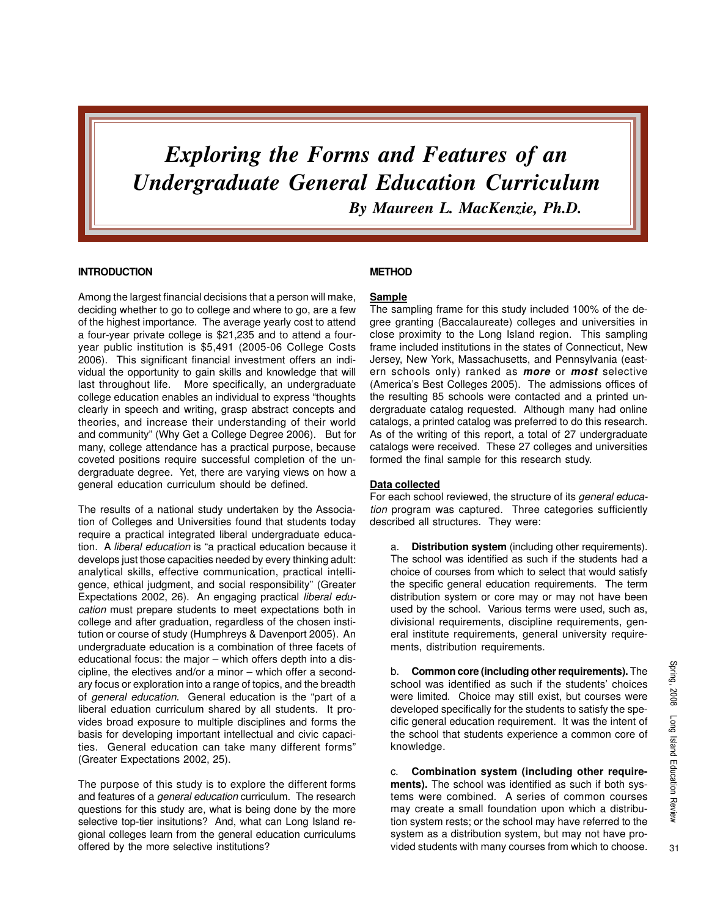# *Exploring the Forms and Features of an Undergraduate General Education Curriculum*

***By Maureen L. MacKenzie, Ph.D.***

## INTRODUCTION

Among the largest financial decisions that a person will make, deciding whether to go to college and where to go, are a few of the highest importance. The average yearly cost to attend a four-year private college is $21,235 and to attend a four-year public institution is $5,491 (2005-06 College Costs 2006). This significant financial investment offers an individual the opportunity to gain skills and knowledge that will last throughout life. More specifically, an undergraduate college education enables an individual to express "thoughts clearly in speech and writing, grasp abstract concepts and theories, and increase their understanding of their world and community" (Why Get a College Degree 2006). But for many, college attendance has a practical purpose, because coveted positions require successful completion of the undergraduate degree. Yet, there are varying views on how a general education curriculum should be defined.

The results of a national study undertaken by the Association of Colleges and Universities found that students today require a practical integrated liberal undergraduate education. A *liberal education* is "a practical education because it develops just those capacities needed by every thinking adult: analytical skills, effective communication, practical intelligence, ethical judgment, and social responsibility" (Greater Expectations 2002, 26). An engaging practical *liberal education* must prepare students to meet expectations both in college and after graduation, regardless of the chosen institution or course of study (Humphreys & Davenport 2005). An undergraduate education is a combination of three facets of educational focus: the major – which offers depth into a discipline, the electives and/or a minor – which offer a secondary focus or exploration into a range of topics, and the breadth of *general education*. General education is the "part of a liberal eduation curriculum shared by all students. It provides broad exposure to multiple disciplines and forms the basis for developing important intellectual and civic capacities. General education can take many different forms" (Greater Expectations 2002, 25).

The purpose of this study is to explore the different forms and features of a *general education* curriculum. The research questions for this study are, what is being done by the more selective top-tier insitutions? And, what can Long Island regional colleges learn from the general education curriculums offered by the more selective institutions?

## METHOD

### Sample

The sampling frame for this study included 100% of the degree granting (Baccalaureate) colleges and universities in close proximity to the Long Island region. This sampling frame included institutions in the states of Connecticut, New Jersey, New York, Massachusetts, and Pennsylvania (eastern schools only) ranked as ***more*** or ***most*** selective (America's Best Colleges 2005). The admissions offices of the resulting 85 schools were contacted and a printed undergraduate catalog requested. Although many had online catalogs, a printed catalog was preferred to do this research. As of the writing of this report, a total of 27 undergraduate catalogs were received. These 27 colleges and universities formed the final sample for this research study.

### Data collected

For each school reviewed, the structure of its *general education* program was captured. Three categories sufficiently described all structures. They were:

a. **Distribution system** (including other requirements). The school was identified as such if the students had a choice of courses from which to select that would satisfy the specific general education requirements. The term distribution system or core may or may not have been used by the school. Various terms were used, such as, divisional requirements, discipline requirements, general institute requirements, general university requirements, distribution requirements.

b. **Common core (including other requirements).** The school was identified as such if the students' choices were limited. Choice may still exist, but courses were developed specifically for the students to satisfy the specific general education requirement. It was the intent of the school that students experience a common core of knowledge.

c. **Combination system (including other requirements).** The school was identified as such if both systems were combined. A series of common courses may create a small foundation upon which a distribution system rests; or the school may have referred to the system as a distribution system, but may not have provided students with many courses from which to choose.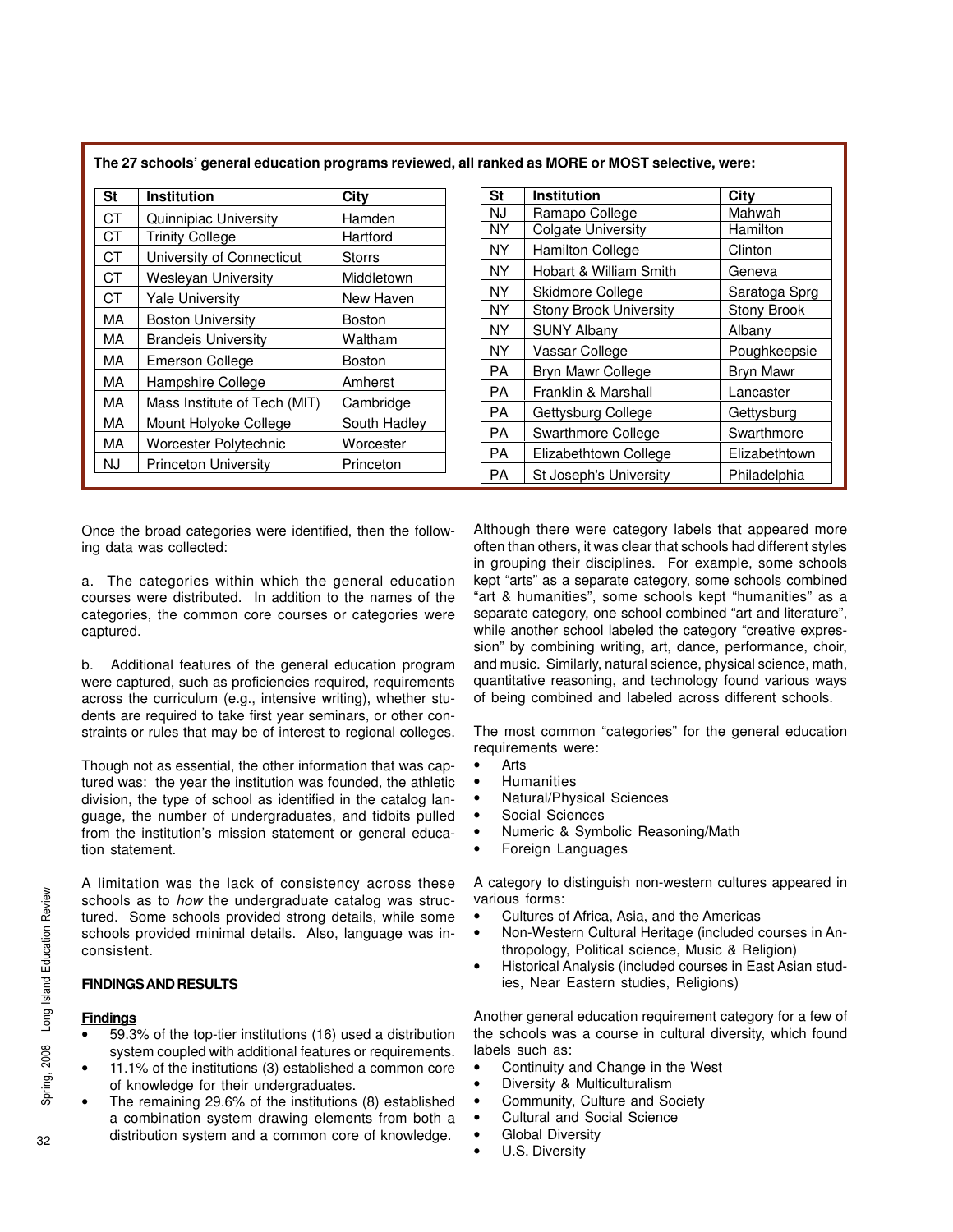**The 27 schools' general education programs reviewed, all ranked as MORE or MOST selective, were:**

| St | Institution | City |
|---|---|---|
| CT | Quinnipiac University | Hamden |
| CT | Trinity College | Hartford |
| CT | University of Connecticut | Storrs |
| CT | Wesleyan University | Middletown |
| CT | Yale University | New Haven |
| MA | Boston University | Boston |
| MA | Brandeis University | Waltham |
| MA | Emerson College | Boston |
| MA | Hampshire College | Amherst |
| MA | Mass Institute of Tech (MIT) | Cambridge |
| MA | Mount Holyoke College | South Hadley |
| MA | Worcester Polytechnic | Worcester |
| NJ | Princeton University | Princeton |

| St | Institution | City |
|---|---|---|
| NJ | Ramapo College | Mahwah |
| NY | Colgate University | Hamilton |
| NY | Hamilton College | Clinton |
| NY | Hobart & William Smith | Geneva |
| NY | Skidmore College | Saratoga Sprg |
| NY | Stony Brook University | Stony Brook |
| NY | SUNY Albany | Albany |
| NY | Vassar College | Poughkeepsie |
| PA | Bryn Mawr College | Bryn Mawr |
| PA | Franklin & Marshall | Lancaster |
| PA | Gettysburg College | Gettysburg |
| PA | Swarthmore College | Swarthmore |
| PA | Elizabethtown College | Elizabethtown |
| PA | St Joseph's University | Philadelphia |

Once the broad categories were identified, then the following data was collected:

a. The categories within which the general education courses were distributed. In addition to the names of the categories, the common core courses or categories were captured.

b. Additional features of the general education program were captured, such as proficiencies required, requirements across the curriculum (e.g., intensive writing), whether students are required to take first year seminars, or other constraints or rules that may be of interest to regional colleges.

Though not as essential, the other information that was captured was: the year the institution was founded, the athletic division, the type of school as identified in the catalog language, the number of undergraduates, and tidbits pulled from the institution's mission statement or general education statement.

A limitation was the lack of consistency across these schools as to *how* the undergraduate catalog was structured. Some schools provided strong details, while some schools provided minimal details. Also, language was inconsistent.

**FINDINGS AND RESULTS**

**Findings**

- 59.3% of the top-tier institutions (16) used a distribution system coupled with additional features or requirements.
- 11.1% of the institutions (3) established a common core of knowledge for their undergraduates.
- The remaining 29.6% of the institutions (8) established a combination system drawing elements from both a distribution system and a common core of knowledge.

Although there were category labels that appeared more often than others, it was clear that schools had different styles in grouping their disciplines. For example, some schools kept "arts" as a separate category, some schools combined "art & humanities", some schools kept "humanities" as a separate category, one school combined "art and literature", while another school labeled the category "creative expression" by combining writing, art, dance, performance, choir, and music. Similarly, natural science, physical science, math, quantitative reasoning, and technology found various ways of being combined and labeled across different schools.

The most common "categories" for the general education requirements were:

- Arts
- Humanities
- Natural/Physical Sciences
- Social Sciences
- Numeric & Symbolic Reasoning/Math
- Foreign Languages

A category to distinguish non-western cultures appeared in various forms:

- Cultures of Africa, Asia, and the Americas
- Non-Western Cultural Heritage (included courses in Anthropology, Political science, Music & Religion)
- Historical Analysis (included courses in East Asian studies, Near Eastern studies, Religions)

Another general education requirement category for a few of the schools was a course in cultural diversity, which found labels such as:

- Continuity and Change in the West
- Diversity & Multiculturalism
- Community, Culture and Society
- Cultural and Social Science
- Global Diversity
- U.S. Diversity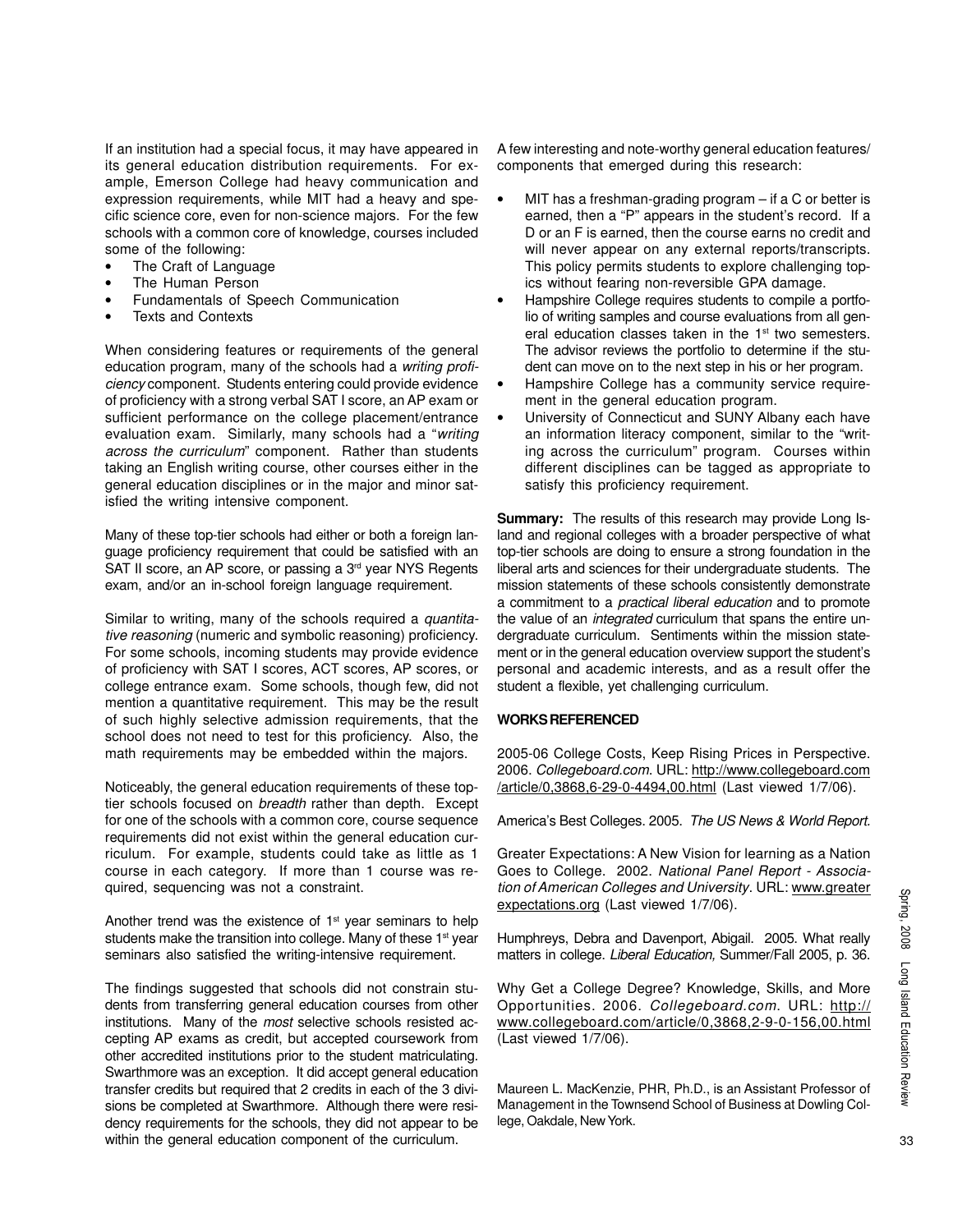If an institution had a special focus, it may have appeared in its general education distribution requirements. For example, Emerson College had heavy communication and expression requirements, while MIT had a heavy and specific science core, even for non-science majors. For the few schools with a common core of knowledge, courses included some of the following:

- The Craft of Language
- The Human Person
- Fundamentals of Speech Communication
- Texts and Contexts

When considering features or requirements of the general education program, many of the schools had a *writing proficiency* component. Students entering could provide evidence of proficiency with a strong verbal SAT I score, an AP exam or sufficient performance on the college placement/entrance evaluation exam. Similarly, many schools had a "*writing across the curriculum*" component. Rather than students taking an English writing course, other courses either in the general education disciplines or in the major and minor satisfied the writing intensive component.

Many of these top-tier schools had either or both a foreign language proficiency requirement that could be satisfied with an SAT II score, an AP score, or passing a 3rd year NYS Regents exam, and/or an in-school foreign language requirement.

Similar to writing, many of the schools required a *quantitative reasoning* (numeric and symbolic reasoning) proficiency. For some schools, incoming students may provide evidence of proficiency with SAT I scores, ACT scores, AP scores, or college entrance exam. Some schools, though few, did not mention a quantitative requirement. This may be the result of such highly selective admission requirements, that the school does not need to test for this proficiency. Also, the math requirements may be embedded within the majors.

Noticeably, the general education requirements of these top-tier schools focused on *breadth* rather than depth. Except for one of the schools with a common core, course sequence requirements did not exist within the general education curriculum. For example, students could take as little as 1 course in each category. If more than 1 course was required, sequencing was not a constraint.

Another trend was the existence of 1st year seminars to help students make the transition into college. Many of these 1st year seminars also satisfied the writing-intensive requirement.

The findings suggested that schools did not constrain students from transferring general education courses from other institutions. Many of the *most* selective schools resisted accepting AP exams as credit, but accepted coursework from other accredited institutions prior to the student matriculating. Swarthmore was an exception. It did accept general education transfer credits but required that 2 credits in each of the 3 divisions be completed at Swarthmore. Although there were residency requirements for the schools, they did not appear to be within the general education component of the curriculum.

A few interesting and note-worthy general education features/components that emerged during this research:

- MIT has a freshman-grading program – if a C or better is earned, then a "P" appears in the student's record. If a D or an F is earned, then the course earns no credit and will never appear on any external reports/transcripts. This policy permits students to explore challenging topics without fearing non-reversible GPA damage.
- Hampshire College requires students to compile a portfolio of writing samples and course evaluations from all general education classes taken in the 1st two semesters. The advisor reviews the portfolio to determine if the student can move on to the next step in his or her program.
- Hampshire College has a community service requirement in the general education program.
- University of Connecticut and SUNY Albany each have an information literacy component, similar to the "writing across the curriculum" program. Courses within different disciplines can be tagged as appropriate to satisfy this proficiency requirement.

**Summary:** The results of this research may provide Long Island and regional colleges with a broader perspective of what top-tier schools are doing to ensure a strong foundation in the liberal arts and sciences for their undergraduate students. The mission statements of these schools consistently demonstrate a commitment to a *practical liberal education* and to promote the value of an *integrated* curriculum that spans the entire undergraduate curriculum. Sentiments within the mission statement or in the general education overview support the student's personal and academic interests, and as a result offer the student a flexible, yet challenging curriculum.

**WORKS REFERENCED**

2005-06 College Costs, Keep Rising Prices in Perspective. 2006. *Collegeboard.com*. URL: http://www.collegeboard.com/article/0,3868,6-29-0-4494,00.html (Last viewed 1/7/06).

America's Best Colleges. 2005. *The US News & World Report.*

Greater Expectations: A New Vision for learning as a Nation Goes to College. 2002. *National Panel Report - Association of American Colleges and University*. URL: www.greaterexpectations.org (Last viewed 1/7/06).

Humphreys, Debra and Davenport, Abigail. 2005. What really matters in college. *Liberal Education,* Summer/Fall 2005, p. 36.

Why Get a College Degree? Knowledge, Skills, and More Opportunities. 2006. *Collegeboard.com*. URL: http://www.collegeboard.com/article/0,3868,2-9-0-156,00.html (Last viewed 1/7/06).

Maureen L. MacKenzie, PHR, Ph.D., is an Assistant Professor of Management in the Townsend School of Business at Dowling College, Oakdale, New York.